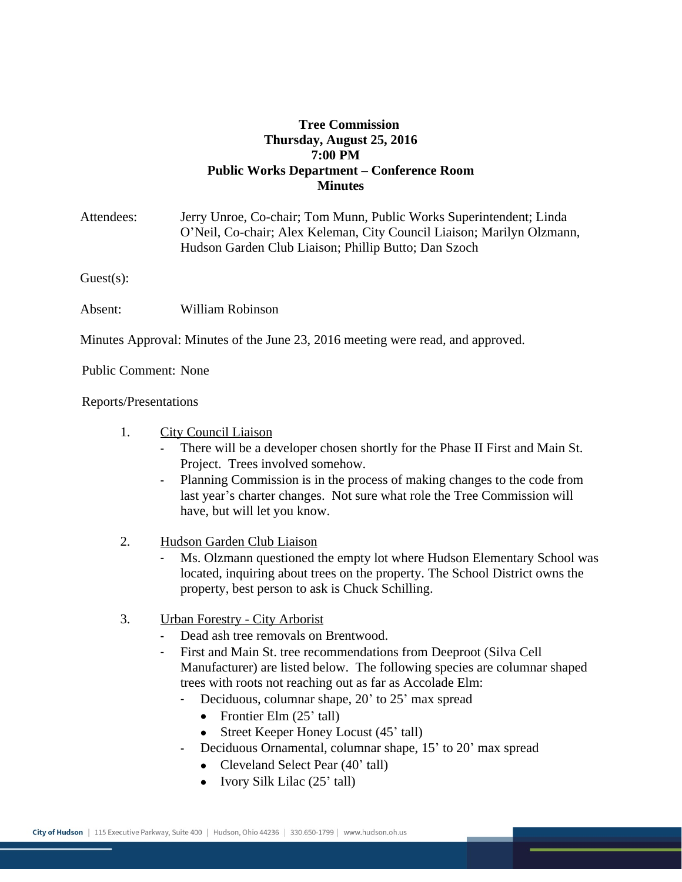**Tree Commission**
**Thursday, August 25, 2016**
**7:00 PM**
**Public Works Department – Conference Room**
**Minutes**

Attendees: Jerry Unroe, Co-chair; Tom Munn, Public Works Superintendent; Linda O'Neil, Co-chair; Alex Keleman, City Council Liaison; Marilyn Olzmann, Hudson Garden Club Liaison; Phillip Butto; Dan Szoch

Guest(s):

Absent: William Robinson

Minutes Approval: Minutes of the June 23, 2016 meeting were read, and approved.

Public Comment: None

Reports/Presentations

1. City Council Liaison
   - There will be a developer chosen shortly for the Phase II First and Main St. Project. Trees involved somehow.
   - Planning Commission is in the process of making changes to the code from last year's charter changes. Not sure what role the Tree Commission will have, but will let you know.

2. Hudson Garden Club Liaison
   - Ms. Olzmann questioned the empty lot where Hudson Elementary School was located, inquiring about trees on the property. The School District owns the property, best person to ask is Chuck Schilling.

3. Urban Forestry - City Arborist
   - Dead ash tree removals on Brentwood.
   - First and Main St. tree recommendations from Deeproot (Silva Cell Manufacturer) are listed below. The following species are columnar shaped trees with roots not reaching out as far as Accolade Elm:
     - Deciduous, columnar shape, 20' to 25' max spread
       - Frontier Elm (25' tall)
       - Street Keeper Honey Locust (45' tall)
     - Deciduous Ornamental, columnar shape, 15' to 20' max spread
       - Cleveland Select Pear (40' tall)
       - Ivory Silk Lilac (25' tall)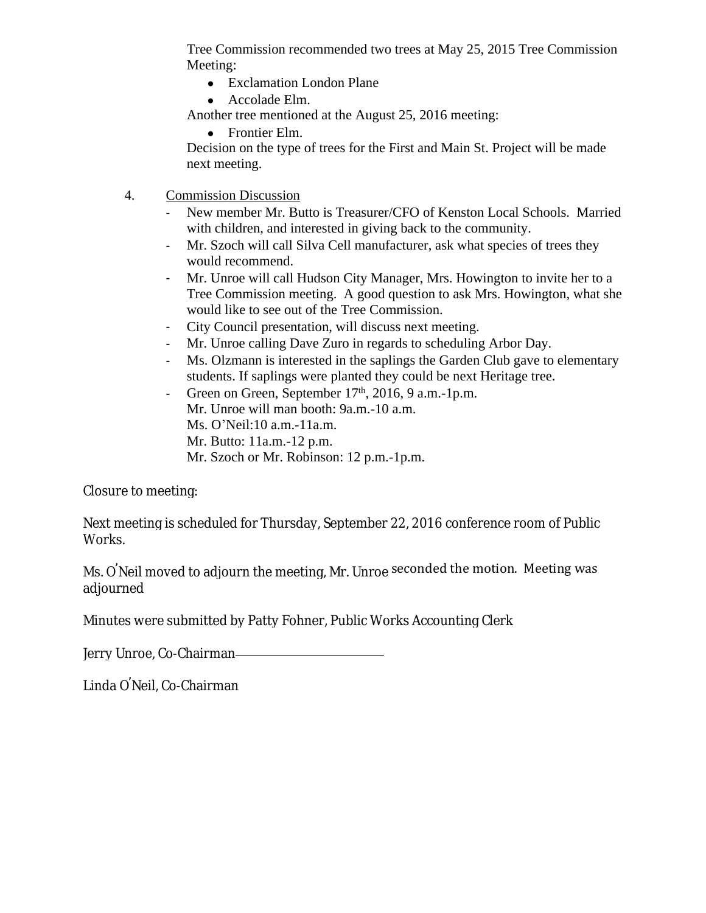Tree Commission recommended two trees at May 25, 2015 Tree Commission Meeting:

- Exclamation London Plane
- Accolade Elm.

Another tree mentioned at the August 25, 2016 meeting:

- Frontier Elm.

Decision on the type of trees for the First and Main St. Project will be made next meeting.

4. Commission Discussion
   - New member Mr. Butto is Treasurer/CFO of Kenston Local Schools. Married with children, and interested in giving back to the community.
   - Mr. Szoch will call Silva Cell manufacturer, ask what species of trees they would recommend.
   - Mr. Unroe will call Hudson City Manager, Mrs. Howington to invite her to a Tree Commission meeting. A good question to ask Mrs. Howington, what she would like to see out of the Tree Commission.
   - City Council presentation, will discuss next meeting.
   - Mr. Unroe calling Dave Zuro in regards to scheduling Arbor Day.
   - Ms. Olzmann is interested in the saplings the Garden Club gave to elementary students. If saplings were planted they could be next Heritage tree.
   - Green on Green, September 17th, 2016, 9 a.m.-1p.m.
     Mr. Unroe will man booth: 9a.m.-10 a.m.
     Ms. O'Neil:10 a.m.-11a.m.
     Mr. Butto: 11a.m.-12 p.m.
     Mr. Szoch or Mr. Robinson: 12 p.m.-1p.m.

Closure to meeting:

Next meeting is scheduled for Thursday, September 22, 2016 conference room of Public Works.

Ms. O'Neil moved to adjourn the meeting, Mr. Unroe seconded the motion. Meeting was adjourned

Minutes were submitted by Patty Fohner, Public Works Accounting Clerk

Jerry Unroe, Co-Chairman\_\_\_\_\_\_\_\_\_\_\_\_\_\_\_\_\_\_\_\_\_\_\_\_

Linda O'Neil, Co-Chairman